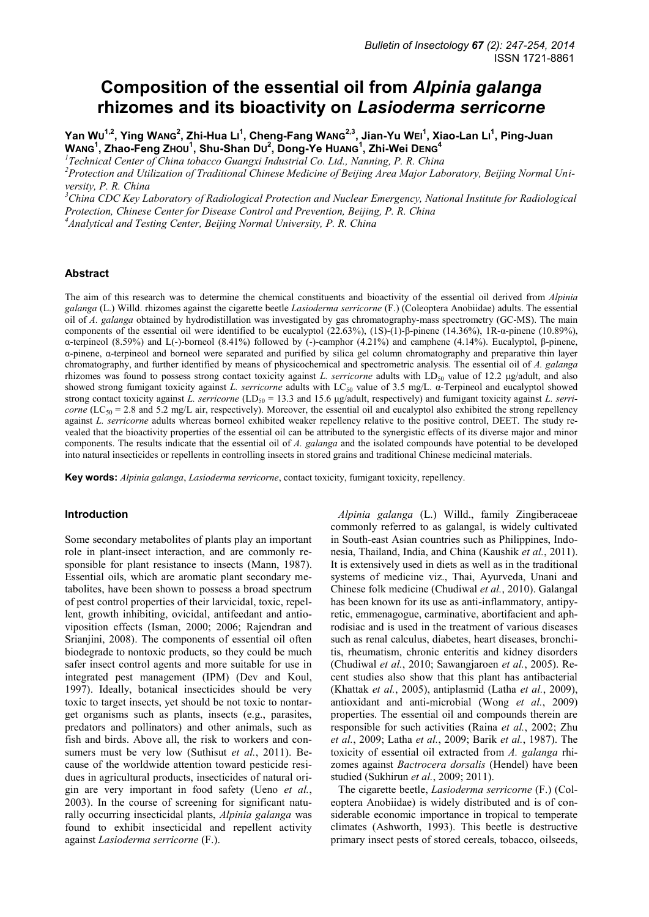# Composition of the essential oil from *Alpinia galanga* rhizomes and its bioactivity on *Lasioderma serricorne*

**Yan Wu[1,2], Ying Wang[2], Zhi-Hua Li[1], Cheng-Fang Wang[2,3], Jian-Yu Wei[1], Xiao-Lan Li[1], Ping-Juan Wang[1], Zhao-Feng Zhou[1], Shu-Shan Du[2], Dong-Ye Huang[1], Zhi-Wei Deng[4]**

[1]*Technical Center of China tobacco Guangxi Industrial Co. Ltd., Nanning, P. R. China*

[2]*Protection and Utilization of Traditional Chinese Medicine of Beijing Area Major Laboratory, Beijing Normal University, P. R. China*

[3]*China CDC Key Laboratory of Radiological Protection and Nuclear Emergency, National Institute for Radiological Protection, Chinese Center for Disease Control and Prevention, Beijing, P. R. China*

[4]*Analytical and Testing Center, Beijing Normal University, P. R. China*

## Abstract

The aim of this research was to determine the chemical constituents and bioactivity of the essential oil derived from *Alpinia galanga* (L.) Willd. rhizomes against the cigarette beetle *Lasioderma serricorne* (F.) (Coleoptera Anobiidae) adults. The essential oil of *A. galanga* obtained by hydrodistillation was investigated by gas chromatography-mass spectrometry (GC-MS). The main components of the essential oil were identified to be eucalyptol (22.63%), (1S)-(1)-β-pinene (14.36%), 1R-α-pinene (10.89%), α-terpineol (8.59%) and L(-)-borneol (8.41%) followed by (-)-camphor (4.21%) and camphene (4.14%). Eucalyptol, β-pinene, α-pinene, α-terpineol and borneol were separated and purified by silica gel column chromatography and preparative thin layer chromatography, and further identified by means of physicochemical and spectrometric analysis. The essential oil of *A. galanga* rhizomes was found to possess strong contact toxicity against *L. serricorne* adults with $LD_{50}$ value of 12.2 µg/adult, and also showed strong fumigant toxicity against *L. serricorne* adults with $LC_{50}$ value of 3.5 mg/L. α-Terpineol and eucalyptol showed strong contact toxicity against *L. serricorne* ($LD_{50}$ = 13.3 and 15.6 µg/adult, respectively) and fumigant toxicity against *L. serricorne* ($LC_{50}$ = 2.8 and 5.2 mg/L air, respectively). Moreover, the essential oil and eucalyptol also exhibited the strong repellency against *L. serricorne* adults whereas borneol exhibited weaker repellency relative to the positive control, DEET. The study revealed that the bioactivity properties of the essential oil can be attributed to the synergistic effects of its diverse major and minor components. The results indicate that the essential oil of *A. galanga* and the isolated compounds have potential to be developed into natural insecticides or repellents in controlling insects in stored grains and traditional Chinese medicinal materials.

**Key words:** *Alpinia galanga*, *Lasioderma serricorne*, contact toxicity, fumigant toxicity, repellency.

## Introduction

Some secondary metabolites of plants play an important role in plant-insect interaction, and are commonly responsible for plant resistance to insects (Mann, 1987). Essential oils, which are aromatic plant secondary metabolites, have been shown to possess a broad spectrum of pest control properties of their larvicidal, toxic, repellent, growth inhibiting, ovicidal, antifeedant and antioviposition effects (Isman, 2000; 2006; Rajendran and Srianjini, 2008). The components of essential oil often biodegrade to nontoxic products, so they could be much safer insect control agents and more suitable for use in integrated pest management (IPM) (Dev and Koul, 1997). Ideally, botanical insecticides should be very toxic to target insects, yet should be not toxic to nontarget organisms such as plants, insects (e.g., parasites, predators and pollinators) and other animals, such as fish and birds. Above all, the risk to workers and consumers must be very low (Suthisut *et al.*, 2011). Because of the worldwide attention toward pesticide residues in agricultural products, insecticides of natural origin are very important in food safety (Ueno *et al.*, 2003). In the course of screening for significant naturally occurring insecticidal plants, *Alpinia galanga* was found to exhibit insecticidal and repellent activity against *Lasioderma serricorne* (F.).

*Alpinia galanga* (L.) Willd., family Zingiberaceae commonly referred to as galangal, is widely cultivated in South-east Asian countries such as Philippines, Indonesia, Thailand, India, and China (Kaushik *et al.*, 2011). It is extensively used in diets as well as in the traditional systems of medicine viz., Thai, Ayurveda, Unani and Chinese folk medicine (Chudiwal *et al.*, 2010). Galangal has been known for its use as anti-inflammatory, antipyretic, emmenagogue, carminative, abortifacient and aphrodisiac and is used in the treatment of various diseases such as renal calculus, diabetes, heart diseases, bronchitis, rheumatism, chronic enteritis and kidney disorders (Chudiwal *et al.*, 2010; Sawangjaroen *et al.*, 2005). Recent studies also show that this plant has antibacterial (Khattak *et al.*, 2005), antiplasmid (Latha *et al.*, 2009), antioxidant and anti-microbial (Wong *et al.*, 2009) properties. The essential oil and compounds therein are responsible for such activities (Raina *et al.*, 2002; Zhu *et al.*, 2009; Latha *et al.*, 2009; Barik *et al.*, 1987). The toxicity of essential oil extracted from *A. galanga* rhizomes against *Bactrocera dorsalis* (Hendel) have been studied (Sukhirun *et al.*, 2009; 2011).

The cigarette beetle, *Lasioderma serricorne* (F.) (Coleoptera Anobiidae) is widely distributed and is of considerable economic importance in tropical to temperate climates (Ashworth, 1993). This beetle is destructive primary insect pests of stored cereals, tobacco, oilseeds,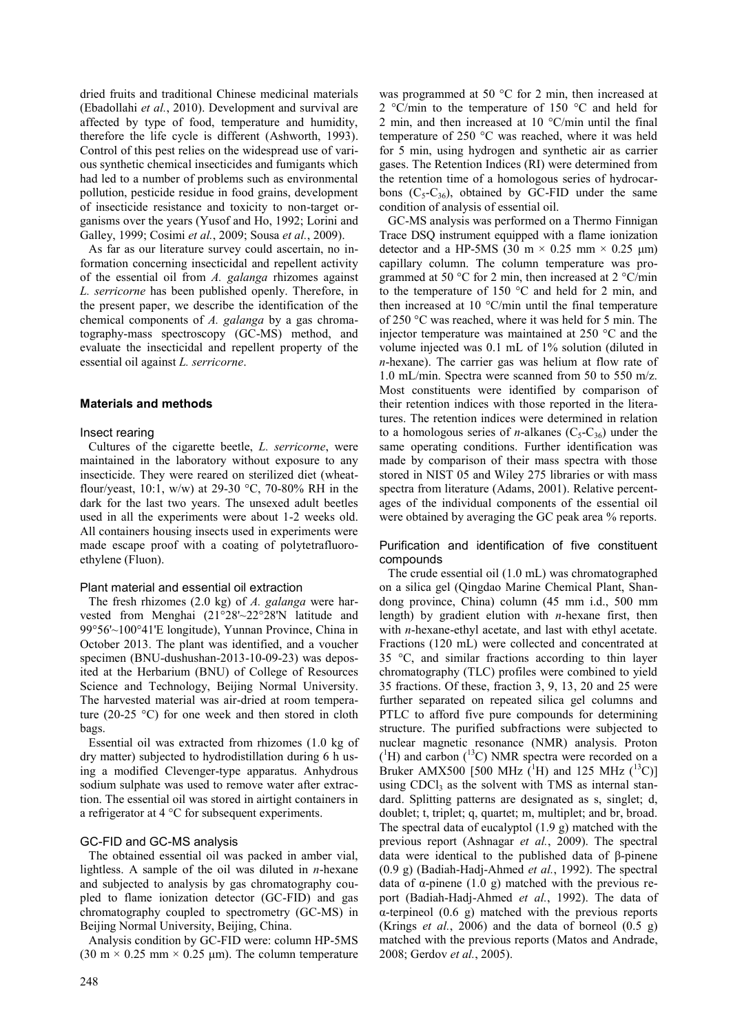dried fruits and traditional Chinese medicinal materials (Ebadollahi *et al.*, 2010). Development and survival are affected by type of food, temperature and humidity, therefore the life cycle is different (Ashworth, 1993). Control of this pest relies on the widespread use of various synthetic chemical insecticides and fumigants which had led to a number of problems such as environmental pollution, pesticide residue in food grains, development of insecticide resistance and toxicity to non-target organisms over the years (Yusof and Ho, 1992; Lorini and Galley, 1999; Cosimi *et al.*, 2009; Sousa *et al.*, 2009).

As far as our literature survey could ascertain, no information concerning insecticidal and repellent activity of the essential oil from *A. galanga* rhizomes against *L. serricorne* has been published openly. Therefore, in the present paper, we describe the identification of the chemical components of *A. galanga* by a gas chromatography-mass spectroscopy (GC-MS) method, and evaluate the insecticidal and repellent property of the essential oil against *L. serricorne*.

## Materials and methods

### Insect rearing

Cultures of the cigarette beetle, *L. serricorne*, were maintained in the laboratory without exposure to any insecticide. They were reared on sterilized diet (wheat-flour/yeast, 10:1, w/w) at 29-30 °C, 70-80% RH in the dark for the last two years. The unsexed adult beetles used in all the experiments were about 1-2 weeks old. All containers housing insects used in experiments were made escape proof with a coating of polytetrafluoroethylene (Fluon).

### Plant material and essential oil extraction

The fresh rhizomes (2.0 kg) of *A. galanga* were harvested from Menghai (21°28'~22°28'N latitude and 99°56'~100°41'E longitude), Yunnan Province, China in October 2013. The plant was identified, and a voucher specimen (BNU-dushushan-2013-10-09-23) was deposited at the Herbarium (BNU) of College of Resources Science and Technology, Beijing Normal University. The harvested material was air-dried at room temperature (20-25 °C) for one week and then stored in cloth bags.

Essential oil was extracted from rhizomes (1.0 kg of dry matter) subjected to hydrodistillation during 6 h using a modified Clevenger-type apparatus. Anhydrous sodium sulphate was used to remove water after extraction. The essential oil was stored in airtight containers in a refrigerator at 4 °C for subsequent experiments.

### GC-FID and GC-MS analysis

The obtained essential oil was packed in amber vial, lightless. A sample of the oil was diluted in *n*-hexane and subjected to analysis by gas chromatography coupled to flame ionization detector (GC-FID) and gas chromatography coupled to spectrometry (GC-MS) in Beijing Normal University, Beijing, China.

Analysis condition by GC-FID were: column HP-5MS (30 m × 0.25 mm × 0.25 μm). The column temperature was programmed at 50 °C for 2 min, then increased at 2 °C/min to the temperature of 150 °C and held for 2 min, and then increased at 10 °C/min until the final temperature of 250 °C was reached, where it was held for 5 min, using hydrogen and synthetic air as carrier gases. The Retention Indices (RI) were determined from the retention time of a homologous series of hydrocarbons ($C_5$-$C_{36}$), obtained by GC-FID under the same condition of analysis of essential oil.

GC-MS analysis was performed on a Thermo Finnigan Trace DSQ instrument equipped with a flame ionization detector and a HP-5MS (30 m × 0.25 mm × 0.25 μm) capillary column. The column temperature was programmed at 50 °C for 2 min, then increased at 2 °C/min to the temperature of 150 °C and held for 2 min, and then increased at 10 °C/min until the final temperature of 250 °C was reached, where it was held for 5 min. The injector temperature was maintained at 250 °C and the volume injected was 0.1 mL of 1% solution (diluted in *n*-hexane). The carrier gas was helium at flow rate of 1.0 mL/min. Spectra were scanned from 50 to 550 m/z. Most constituents were identified by comparison of their retention indices with those reported in the literatures. The retention indices were determined in relation to a homologous series of *n*-alkanes ($C_5$-$C_{36}$) under the same operating conditions. Further identification was made by comparison of their mass spectra with those stored in NIST 05 and Wiley 275 libraries or with mass spectra from literature (Adams, 2001). Relative percentages of the individual components of the essential oil were obtained by averaging the GC peak area % reports.

### Purification and identification of five constituent compounds

The crude essential oil (1.0 mL) was chromatographed on a silica gel (Qingdao Marine Chemical Plant, Shandong province, China) column (45 mm i.d., 500 mm length) by gradient elution with *n*-hexane first, then with *n*-hexane-ethyl acetate, and last with ethyl acetate. Fractions (120 mL) were collected and concentrated at 35 °C, and similar fractions according to thin layer chromatography (TLC) profiles were combined to yield 35 fractions. Of these, fraction 3, 9, 13, 20 and 25 were further separated on repeated silica gel columns and PTLC to afford five pure compounds for determining structure. The purified subfractions were subjected to nuclear magnetic resonance (NMR) analysis. Proton ($^1$H) and carbon ($^{13}$C) NMR spectra were recorded on a Bruker AMX500 [500 MHz ($^1$H) and 125 MHz ($^{13}$C)] using $CDCl_3$ as the solvent with TMS as internal standard. Splitting patterns are designated as s, singlet; d, doublet; t, triplet; q, quartet; m, multiplet; and br, broad. The spectral data of eucalyptol (1.9 g) matched with the previous report (Ashnagar *et al.*, 2009). The spectral data were identical to the published data of β-pinene (0.9 g) (Badiah-Hadj-Ahmed *et al.*, 1992). The spectral data of α-pinene (1.0 g) matched with the previous report (Badiah-Hadj-Ahmed *et al.*, 1992). The data of α-terpineol (0.6 g) matched with the previous reports (Krings *et al.*, 2006) and the data of borneol (0.5 g) matched with the previous reports (Matos and Andrade, 2008; Gerdov *et al.*, 2005).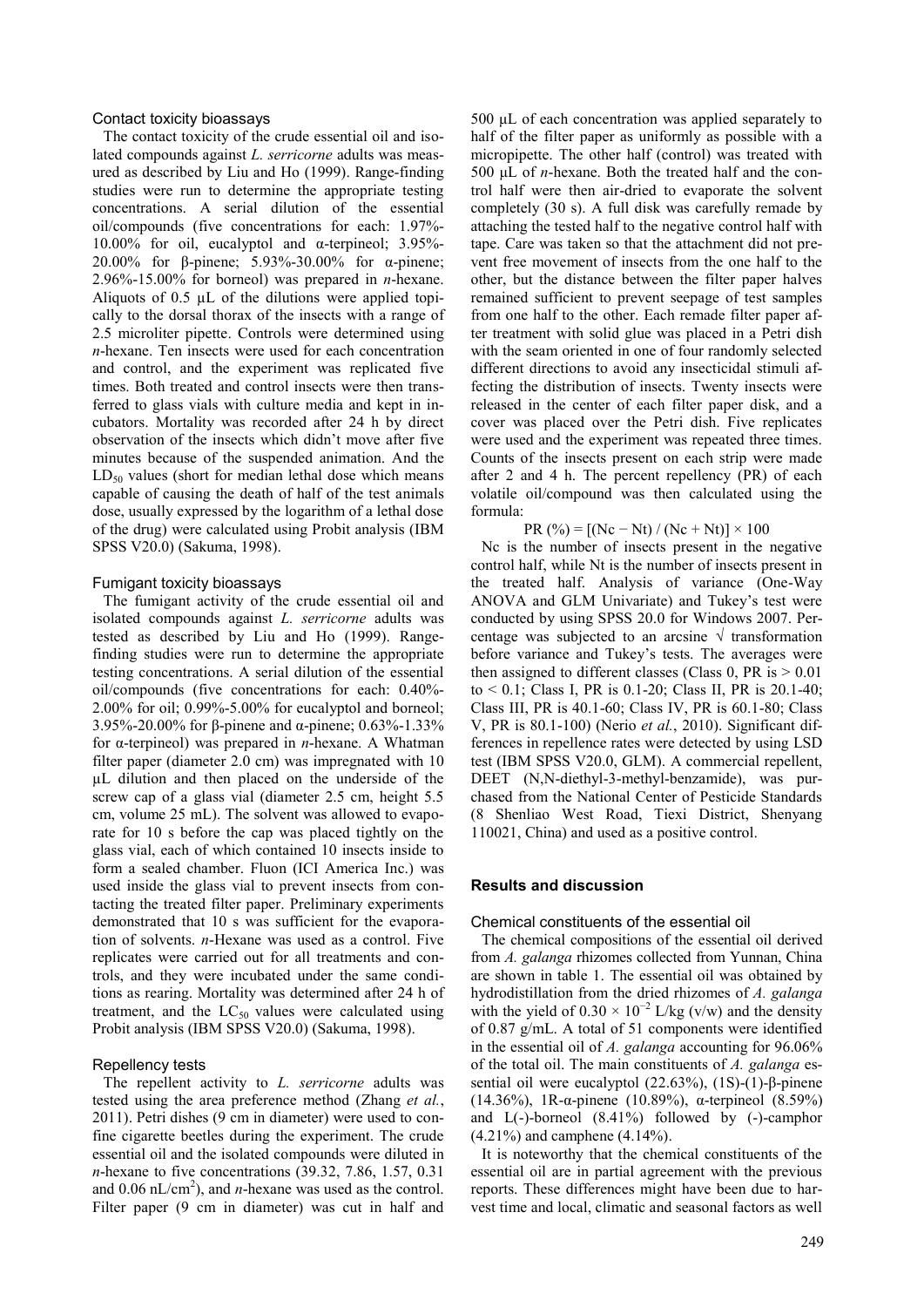### Contact toxicity bioassays

The contact toxicity of the crude essential oil and isolated compounds against *L. serricorne* adults was measured as described by Liu and Ho (1999). Range-finding studies were run to determine the appropriate testing concentrations. A serial dilution of the essential oil/compounds (five concentrations for each: 1.97%-10.00% for oil, eucalyptol and α-terpineol; 3.95%-20.00% for β-pinene; 5.93%-30.00% for α-pinene; 2.96%-15.00% for borneol) was prepared in *n*-hexane. Aliquots of 0.5 µL of the dilutions were applied topically to the dorsal thorax of the insects with a range of 2.5 microliter pipette. Controls were determined using *n*-hexane. Ten insects were used for each concentration and control, and the experiment was replicated five times. Both treated and control insects were then transferred to glass vials with culture media and kept in incubators. Mortality was recorded after 24 h by direct observation of the insects which didn't move after five minutes because of the suspended animation. And the $LD_{50}$ values (short for median lethal dose which means capable of causing the death of half of the test animals dose, usually expressed by the logarithm of a lethal dose of the drug) were calculated using Probit analysis (IBM SPSS V20.0) (Sakuma, 1998).

### Fumigant toxicity bioassays

The fumigant activity of the crude essential oil and isolated compounds against *L. serricorne* adults was tested as described by Liu and Ho (1999). Range-finding studies were run to determine the appropriate testing concentrations. A serial dilution of the essential oil/compounds (five concentrations for each: 0.40%-2.00% for oil; 0.99%-5.00% for eucalyptol and borneol; 3.95%-20.00% for β-pinene and α-pinene; 0.63%-1.33% for α-terpineol) was prepared in *n*-hexane. A Whatman filter paper (diameter 2.0 cm) was impregnated with 10 µL dilution and then placed on the underside of the screw cap of a glass vial (diameter 2.5 cm, height 5.5 cm, volume 25 mL). The solvent was allowed to evaporate for 10 s before the cap was placed tightly on the glass vial, each of which contained 10 insects inside to form a sealed chamber. Fluon (ICI America Inc.) was used inside the glass vial to prevent insects from contacting the treated filter paper. Preliminary experiments demonstrated that 10 s was sufficient for the evaporation of solvents. *n*-Hexane was used as a control. Five replicates were carried out for all treatments and controls, and they were incubated under the same conditions as rearing. Mortality was determined after 24 h of treatment, and the $LC_{50}$ values were calculated using Probit analysis (IBM SPSS V20.0) (Sakuma, 1998).

### Repellency tests

The repellent activity to *L. serricorne* adults was tested using the area preference method (Zhang *et al.*, 2011). Petri dishes (9 cm in diameter) were used to confine cigarette beetles during the experiment. The crude essential oil and the isolated compounds were diluted in *n*-hexane to five concentrations (39.32, 7.86, 1.57, 0.31 and 0.06 $nL/cm^2$), and *n*-hexane was used as the control. Filter paper (9 cm in diameter) was cut in half and 500 µL of each concentration was applied separately to half of the filter paper as uniformly as possible with a micropipette. The other half (control) was treated with 500 µL of *n*-hexane. Both the treated half and the control half were then air-dried to evaporate the solvent completely (30 s). A full disk was carefully remade by attaching the tested half to the negative control half with tape. Care was taken so that the attachment did not prevent free movement of insects from the one half to the other, but the distance between the filter paper halves remained sufficient to prevent seepage of test samples from one half to the other. Each remade filter paper after treatment with solid glue was placed in a Petri dish with the seam oriented in one of four randomly selected different directions to avoid any insecticidal stimuli affecting the distribution of insects. Twenty insects were released in the center of each filter paper disk, and a cover was placed over the Petri dish. Five replicates were used and the experiment was repeated three times. Counts of the insects present on each strip were made after 2 and 4 h. The percent repellency (PR) of each volatile oil/compound was then calculated using the formula:

$$PR\ (\%) = [(Nc - Nt) / (Nc + Nt)] \times 100$$

Nc is the number of insects present in the negative control half, while Nt is the number of insects present in the treated half. Analysis of variance (One-Way ANOVA and GLM Univariate) and Tukey's test were conducted by using SPSS 20.0 for Windows 2007. Percentage was subjected to an arcsine √ transformation before variance and Tukey's tests. The averages were then assigned to different classes (Class 0, PR is > 0.01 to < 0.1; Class I, PR is 0.1-20; Class II, PR is 20.1-40; Class III, PR is 40.1-60; Class IV, PR is 60.1-80; Class V, PR is 80.1-100) (Nerio *et al.*, 2010). Significant differences in repellence rates were detected by using LSD test (IBM SPSS V20.0, GLM). A commercial repellent, DEET (N,N-diethyl-3-methyl-benzamide), was purchased from the National Center of Pesticide Standards (8 Shenliao West Road, Tiexi District, Shenyang 110021, China) and used as a positive control.

## Results and discussion

### Chemical constituents of the essential oil

The chemical compositions of the essential oil derived from *A. galanga* rhizomes collected from Yunnan, China are shown in table 1. The essential oil was obtained by hydrodistillation from the dried rhizomes of *A. galanga* with the yield of $0.30 \times 10^{-2}$ L/kg (v/w) and the density of 0.87 g/mL. A total of 51 components were identified in the essential oil of *A. galanga* accounting for 96.06% of the total oil. The main constituents of *A. galanga* essential oil were eucalyptol (22.63%), (1S)-(1)-β-pinene (14.36%), 1R-α-pinene (10.89%), α-terpineol (8.59%) and L(-)-borneol (8.41%) followed by (-)-camphor (4.21%) and camphene (4.14%).

It is noteworthy that the chemical constituents of the essential oil are in partial agreement with the previous reports. These differences might have been due to harvest time and local, climatic and seasonal factors as well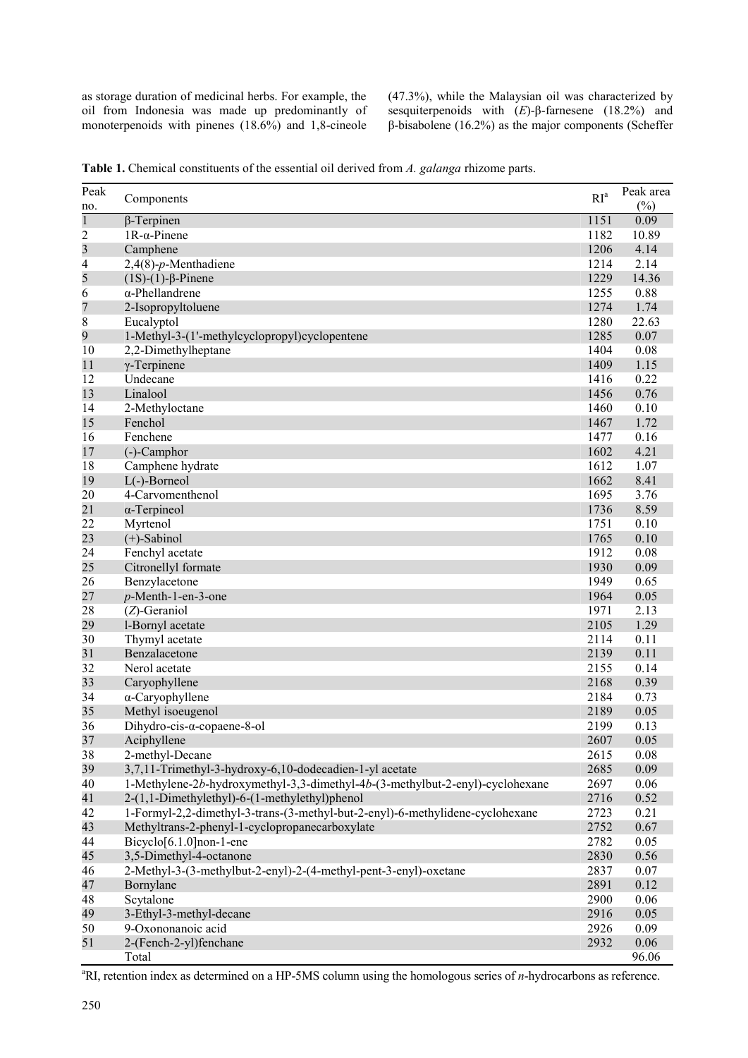as storage duration of medicinal herbs. For example, the oil from Indonesia was made up predominantly of monoterpenoids with pinenes (18.6%) and 1,8-cineole (47.3%), while the Malaysian oil was characterized by sesquiterpenoids with (*E*)-β-farnesene (18.2%) and β-bisabolene (16.2%) as the major components (Scheffer

**Table 1.** Chemical constituents of the essential oil derived from *A. galanga* rhizome parts.

| Peak no. | Components | RI[a] | Peak area (%) |
|---|---|---|---|
| 1 | β-Terpinen | 1151 | 0.09 |
| 2 | 1R-α-Pinene | 1182 | 10.89 |
| 3 | Camphene | 1206 | 4.14 |
| 4 | 2,4(8)-*p*-Menthadiene | 1214 | 2.14 |
| 5 | (1S)-(1)-β-Pinene | 1229 | 14.36 |
| 6 | α-Phellandrene | 1255 | 0.88 |
| 7 | 2-Isopropyltoluene | 1274 | 1.74 |
| 8 | Eucalyptol | 1280 | 22.63 |
| 9 | 1-Methyl-3-(1'-methylcyclopropyl)cyclopentene | 1285 | 0.07 |
| 10 | 2,2-Dimethylheptane | 1404 | 0.08 |
| 11 | γ-Terpinene | 1409 | 1.15 |
| 12 | Undecane | 1416 | 0.22 |
| 13 | Linalool | 1456 | 0.76 |
| 14 | 2-Methyloctane | 1460 | 0.10 |
| 15 | Fenchol | 1467 | 1.72 |
| 16 | Fenchene | 1477 | 0.16 |
| 17 | (-)-Camphor | 1602 | 4.21 |
| 18 | Camphene hydrate | 1612 | 1.07 |
| 19 | L(-)-Borneol | 1662 | 8.41 |
| 20 | 4-Carvomenthenol | 1695 | 3.76 |
| 21 | α-Terpineol | 1736 | 8.59 |
| 22 | Myrtenol | 1751 | 0.10 |
| 23 | (+)-Sabinol | 1765 | 0.10 |
| 24 | Fenchyl acetate | 1912 | 0.08 |
| 25 | Citronellyl formate | 1930 | 0.09 |
| 26 | Benzylacetone | 1949 | 0.65 |
| 27 | *p*-Menth-1-en-3-one | 1964 | 0.05 |
| 28 | (*Z*)-Geraniol | 1971 | 2.13 |
| 29 | l-Bornyl acetate | 2105 | 1.29 |
| 30 | Thymyl acetate | 2114 | 0.11 |
| 31 | Benzalacetone | 2139 | 0.11 |
| 32 | Nerol acetate | 2155 | 0.14 |
| 33 | Caryophyllene | 2168 | 0.39 |
| 34 | α-Caryophyllene | 2184 | 0.73 |
| 35 | Methyl isoeugenol | 2189 | 0.05 |
| 36 | Dihydro-cis-α-copaene-8-ol | 2199 | 0.13 |
| 37 | Aciphyllene | 2607 | 0.05 |
| 38 | 2-methyl-Decane | 2615 | 0.08 |
| 39 | 3,7,11-Trimethyl-3-hydroxy-6,10-dodecadien-1-yl acetate | 2685 | 0.09 |
| 40 | 1-Methylene-2*b*-hydroxymethyl-3,3-dimethyl-4*b*-(3-methylbut-2-enyl)-cyclohexane | 2697 | 0.06 |
| 41 | 2-(1,1-Dimethylethyl)-6-(1-methylethyl)phenol | 2716 | 0.52 |
| 42 | 1-Formyl-2,2-dimethyl-3-trans-(3-methyl-but-2-enyl)-6-methylidene-cyclohexane | 2723 | 0.21 |
| 43 | Methyltrans-2-phenyl-1-cyclopropanecarboxylate | 2752 | 0.67 |
| 44 | Bicyclo[6.1.0]non-1-ene | 2782 | 0.05 |
| 45 | 3,5-Dimethyl-4-octanone | 2830 | 0.56 |
| 46 | 2-Methyl-3-(3-methylbut-2-enyl)-2-(4-methyl-pent-3-enyl)-oxetane | 2837 | 0.07 |
| 47 | Bornylane | 2891 | 0.12 |
| 48 | Scytalone | 2900 | 0.06 |
| 49 | 3-Ethyl-3-methyl-decane | 2916 | 0.05 |
| 50 | 9-Oxononanoic acid | 2926 | 0.09 |
| 51 | 2-(Fench-2-yl)fenchane | 2932 | 0.06 |
| | Total | | 96.06 |

[a]RI, retention index as determined on a HP-5MS column using the homologous series of *n*-hydrocarbons as reference.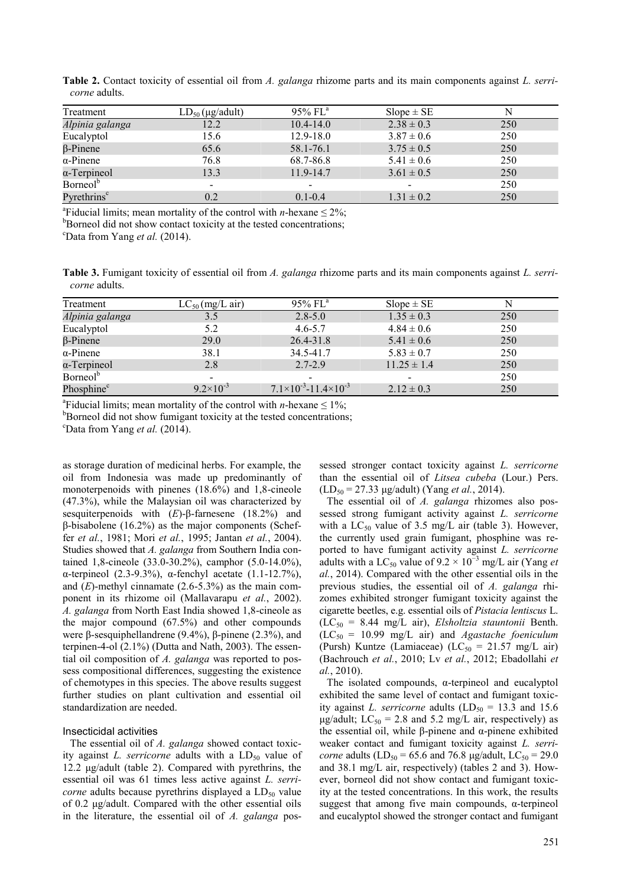**Table 2.** Contact toxicity of essential oil from *A. galanga* rhizome parts and its main components against *L. serricorne* adults.

| Treatment | $LD_{50}$ (μg/adult) | 95% FL[a] | Slope ± SE | N |
|---|---|---|---|---|
| *Alpinia galanga* | 12.2 | 10.4-14.0 | 2.38 ± 0.3 | 250 |
| Eucalyptol | 15.6 | 12.9-18.0 | 3.87 ± 0.6 | 250 |
| β-Pinene | 65.6 | 58.1-76.1 | 3.75 ± 0.5 | 250 |
| α-Pinene | 76.8 | 68.7-86.8 | 5.41 ± 0.6 | 250 |
| α-Terpineol | 13.3 | 11.9-14.7 | 3.61 ± 0.5 | 250 |
| Borneol[b] | - | - | - | 250 |
| Pyrethrins[c] | 0.2 | 0.1-0.4 | 1.31 ± 0.2 | 250 |

[a]Fiducial limits; mean mortality of the control with *n*-hexane ≤ 2%;
[b]Borneol did not show contact toxicity at the tested concentrations;
[c]Data from Yang *et al.* (2014).

**Table 3.** Fumigant toxicity of essential oil from *A. galanga* rhizome parts and its main components against *L. serricorne* adults.

| Treatment | $LC_{50}$ (mg/L air) | 95% FL[a] | Slope ± SE | N |
|---|---|---|---|---|
| *Alpinia galanga* | 3.5 | 2.8-5.0 | 1.35 ± 0.3 | 250 |
| Eucalyptol | 5.2 | 4.6-5.7 | 4.84 ± 0.6 | 250 |
| β-Pinene | 29.0 | 26.4-31.8 | 5.41 ± 0.6 | 250 |
| α-Pinene | 38.1 | 34.5-41.7 | 5.83 ± 0.7 | 250 |
| α-Terpineol | 2.8 | 2.7-2.9 | 11.25 ± 1.4 | 250 |
| Borneol[b] | - | - | - | 250 |
| Phosphine[c] | $9.2 \times 10^{-3}$ | $7.1 \times 10^{-3}$-$11.4 \times 10^{-3}$ | 2.12 ± 0.3 | 250 |

[a]Fiducial limits; mean mortality of the control with *n*-hexane ≤ 1%;
[b]Borneol did not show fumigant toxicity at the tested concentrations;
[c]Data from Yang *et al.* (2014).

as storage duration of medicinal herbs. For example, the oil from Indonesia was made up predominantly of monoterpenoids with pinenes (18.6%) and 1,8-cineole (47.3%), while the Malaysian oil was characterized by sesquiterpenoids with (*E*)-β-farnesene (18.2%) and β-bisabolene (16.2%) as the major components (Scheffer *et al.*, 1981; Mori *et al.*, 1995; Jantan *et al.*, 2004). Studies showed that *A. galanga* from Southern India contained 1,8-cineole (33.0-30.2%), camphor (5.0-14.0%), α-terpineol (2.3-9.3%), α-fenchyl acetate (1.1-12.7%), and (*E*)-methyl cinnamate (2.6-5.3%) as the main component in its rhizome oil (Mallavarapu *et al.*, 2002). *A. galanga* from North East India showed 1,8-cineole as the major compound (67.5%) and other compounds were β-sesquiphellandrene (9.4%), β-pinene (2.3%), and terpinen-4-ol (2.1%) (Dutta and Nath, 2003). The essential oil composition of *A. galanga* was reported to possess compositional differences, suggesting the existence of chemotypes in this species. The above results suggest further studies on plant cultivation and essential oil standardization are needed.

### Insecticidal activities

The essential oil of *A. galanga* showed contact toxicity against *L. serricorne* adults with a $LD_{50}$ value of 12.2 μg/adult (table 2). Compared with pyrethrins, the essential oil was 61 times less active against *L. serricorne* adults because pyrethrins displayed a $LD_{50}$ value of 0.2 μg/adult. Compared with the other essential oils in the literature, the essential oil of *A. galanga* possessed stronger contact toxicity against *L. serricorne* than the essential oil of *Litsea cubeba* (Lour.) Pers. ($LD_{50}$ = 27.33 μg/adult) (Yang *et al.*, 2014).

The essential oil of *A. galanga* rhizomes also possessed strong fumigant activity against *L. serricorne* with a $LC_{50}$ value of 3.5 mg/L air (table 3). However, the currently used grain fumigant, phosphine was reported to have fumigant activity against *L. serricorne* adults with a $LC_{50}$ value of $9.2 \times 10^{-3}$ mg/L air (Yang *et al.*, 2014). Compared with the other essential oils in the previous studies, the essential oil of *A. galanga* rhizomes exhibited stronger fumigant toxicity against the cigarette beetles, e.g. essential oils of *Pistacia lentiscus* L. ($LC_{50}$ = 8.44 mg/L air), *Elsholtzia stauntonii* Benth. ($LC_{50}$ = 10.99 mg/L air) and *Agastache foeniculum* (Pursh) Kuntze (Lamiaceae) ($LC_{50}$ = 21.57 mg/L air) (Bachrouch *et al.*, 2010; Lv *et al.*, 2012; Ebadollahi *et al.*, 2010).

The isolated compounds, α-terpineol and eucalyptol exhibited the same level of contact and fumigant toxicity against *L. serricorne* adults ($LD_{50}$ = 13.3 and 15.6 μg/adult; $LC_{50}$ = 2.8 and 5.2 mg/L air, respectively) as the essential oil, while β-pinene and α-pinene exhibited weaker contact and fumigant toxicity against *L. serricorne* adults ($LD_{50}$ = 65.6 and 76.8 μg/adult, $LC_{50}$ = 29.0 and 38.1 mg/L air, respectively) (tables 2 and 3). However, borneol did not show contact and fumigant toxicity at the tested concentrations. In this work, the results suggest that among five main compounds, α-terpineol and eucalyptol showed the stronger contact and fumigant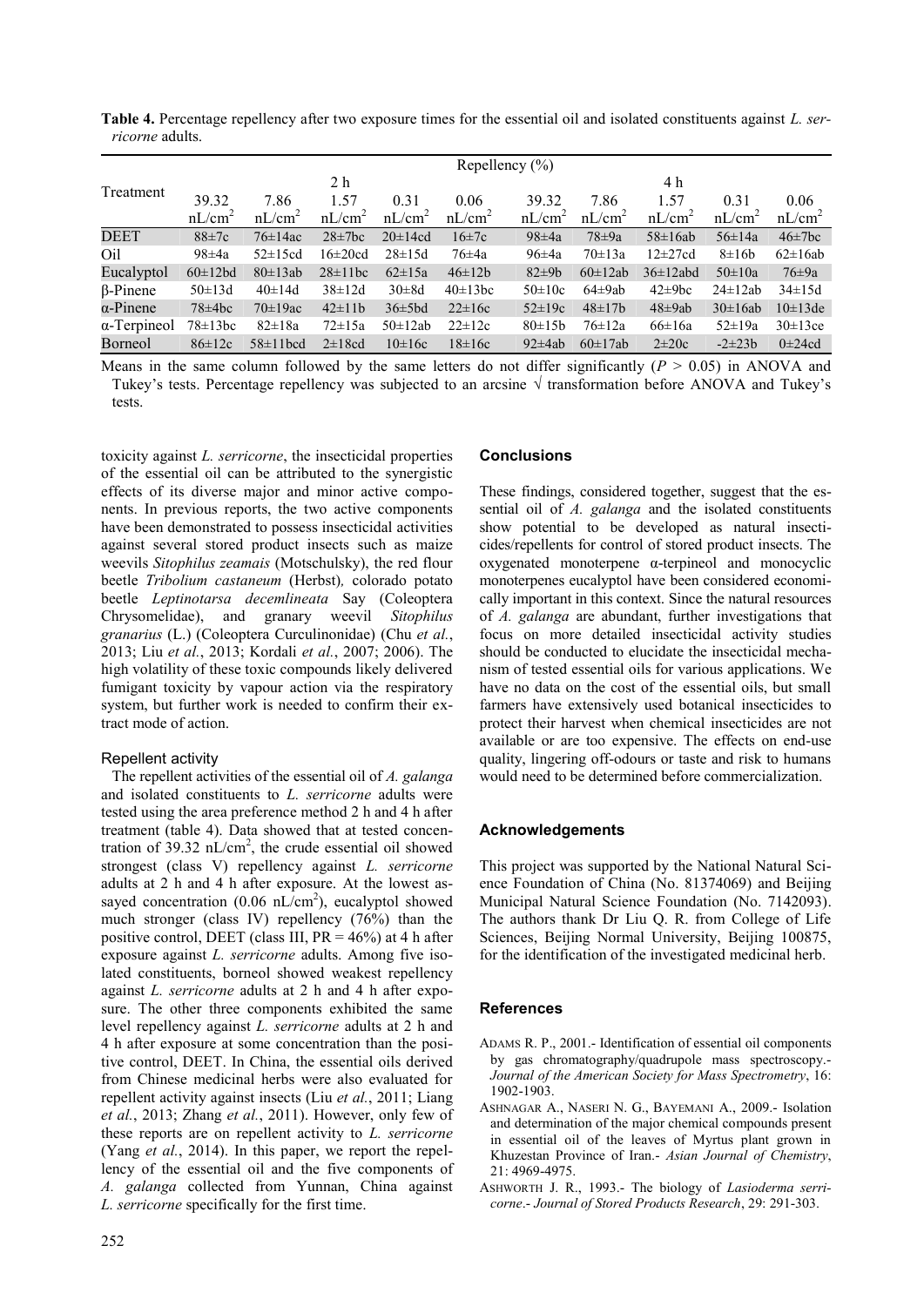**Table 4.** Percentage repellency after two exposure times for the essential oil and isolated constituents against *L. serricorne* adults.

| Treatment | Repellency (%) | | | | | | | | | |
|---|---|---|---|---|---|---|---|---|---|---|
| | 2 h | | | | | 4 h | | | | |
| | 39.32 nL/cm$^2$ | 7.86 nL/cm$^2$ | 1.57 nL/cm$^2$ | 0.31 nL/cm$^2$ | 0.06 nL/cm$^2$ | 39.32 nL/cm$^2$ | 7.86 nL/cm$^2$ | 1.57 nL/cm$^2$ | 0.31 nL/cm$^2$ | 0.06 nL/cm$^2$ |
| DEET | 88±7c | 76±14ac | 28±7bc | 20±14cd | 16±7c | 98±4a | 78±9a | 58±16ab | 56±14a | 46±7bc |
| Oil | 98±4a | 52±15cd | 16±20cd | 28±15d | 76±4a | 96±4a | 70±13a | 12±27cd | 8±16b | 62±16ab |
| Eucalyptol | 60±12bd | 80±13ab | 28±11bc | 62±15a | 46±12b | 82±9b | 60±12ab | 36±12abd | 50±10a | 76±9a |
| β-Pinene | 50±13d | 40±14d | 38±12d | 30±8d | 40±13bc | 50±10c | 64±9ab | 42±9bc | 24±12ab | 34±15d |
| α-Pinene | 78±4bc | 70±19ac | 42±11b | 36±5bd | 22±16c | 52±19c | 48±17b | 48±9ab | 30±16ab | 10±13de |
| α-Terpineol | 78±13bc | 82±18a | 72±15a | 50±12ab | 22±12c | 80±15b | 76±12a | 66±16a | 52±19a | 30±13ce |
| Borneol | 86±12c | 58±11bcd | 2±18cd | 10±16c | 18±16c | 92±4ab | 60±17ab | 2±20c | -2±23b | 0±24cd |

Means in the same column followed by the same letters do not differ significantly ($P > 0.05$) in ANOVA and Tukey's tests. Percentage repellency was subjected to an arcsine √ transformation before ANOVA and Tukey's tests.

toxicity against *L. serricorne*, the insecticidal properties of the essential oil can be attributed to the synergistic effects of its diverse major and minor active components. In previous reports, the two active components have been demonstrated to possess insecticidal activities against several stored product insects such as maize weevils *Sitophilus zeamais* (Motschulsky), the red flour beetle *Tribolium castaneum* (Herbst), colorado potato beetle *Leptinotarsa decemlineata* Say (Coleoptera Chrysomelidae), and granary weevil *Sitophilus granarius* (L.) (Coleoptera Curculinonidae) (Chu *et al.*, 2013; Liu *et al.*, 2013; Kordali *et al.*, 2007; 2006). The high volatility of these toxic compounds likely delivered fumigant toxicity by vapour action via the respiratory system, but further work is needed to confirm their extract mode of action.

### Repellent activity

The repellent activities of the essential oil of *A. galanga* and isolated constituents to *L. serricorne* adults were tested using the area preference method 2 h and 4 h after treatment (table 4). Data showed that at tested concentration of 39.32 nL/cm$^2$, the crude essential oil showed strongest (class V) repellency against *L. serricorne* adults at 2 h and 4 h after exposure. At the lowest assayed concentration (0.06 nL/cm$^2$), eucalyptol showed much stronger (class IV) repellency (76%) than the positive control, DEET (class III, PR = 46%) at 4 h after exposure against *L. serricorne* adults. Among five isolated constituents, borneol showed weakest repellency against *L. serricorne* adults at 2 h and 4 h after exposure. The other three components exhibited the same level repellency against *L. serricorne* adults at 2 h and 4 h after exposure at some concentration than the positive control, DEET. In China, the essential oils derived from Chinese medicinal herbs were also evaluated for repellent activity against insects (Liu *et al.*, 2011; Liang *et al.*, 2013; Zhang *et al.*, 2011). However, only few of these reports are on repellent activity to *L. serricorne* (Yang *et al.*, 2014). In this paper, we report the repellency of the essential oil and the five components of *A. galanga* collected from Yunnan, China against *L. serricorne* specifically for the first time.

## Conclusions

These findings, considered together, suggest that the essential oil of *A. galanga* and the isolated constituents show potential to be developed as natural insecticides/repellents for control of stored product insects. The oxygenated monoterpene α-terpineol and monocyclic monoterpenes eucalyptol have been considered economically important in this context. Since the natural resources of *A. galanga* are abundant, further investigations that focus on more detailed insecticidal activity studies should be conducted to elucidate the insecticidal mechanism of tested essential oils for various applications. We have no data on the cost of the essential oils, but small farmers have extensively used botanical insecticides to protect their harvest when chemical insecticides are not available or are too expensive. The effects on end-use quality, lingering off-odours or taste and risk to humans would need to be determined before commercialization.

## Acknowledgements

This project was supported by the National Natural Science Foundation of China (No. 81374069) and Beijing Municipal Natural Science Foundation (No. 7142093). The authors thank Dr Liu Q. R. from College of Life Sciences, Beijing Normal University, Beijing 100875, for the identification of the investigated medicinal herb.

## References

ADAMS R. P., 2001.- Identification of essential oil components by gas chromatography/quadrupole mass spectroscopy.- *Journal of the American Society for Mass Spectrometry*, 16: 1902-1903.

ASHNAGAR A., NASERI N. G., BAYEMANI A., 2009.- Isolation and determination of the major chemical compounds present in essential oil of the leaves of Myrtus plant grown in Khuzestan Province of Iran.- *Asian Journal of Chemistry*, 21: 4969-4975.

ASHWORTH J. R., 1993.- The biology of *Lasioderma serricorne*.- *Journal of Stored Products Research*, 29: 291-303.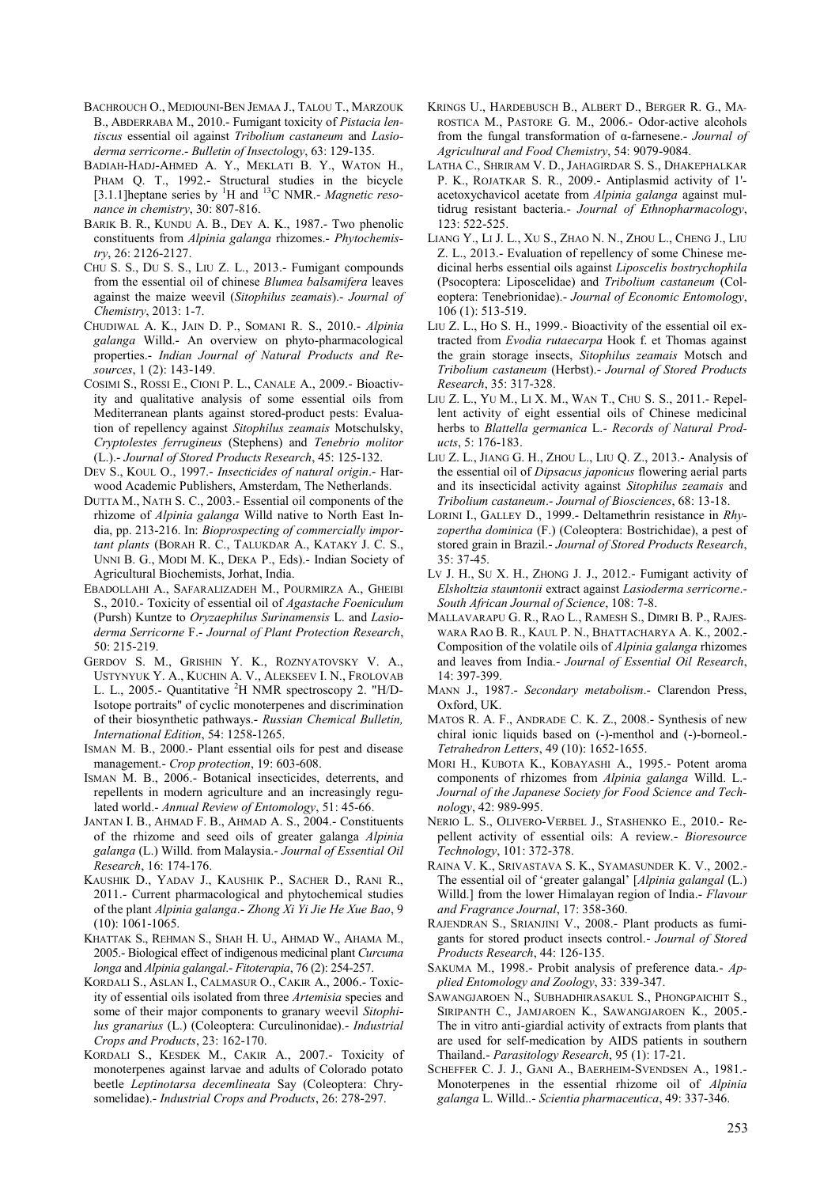BACHROUCH O., MEDIOUNI-BEN JEMAA J., TALOU T., MARZOUK B., ABDERRABA M., 2010.- Fumigant toxicity of *Pistacia lentiscus* essential oil against *Tribolium castaneum* and *Lasioderma serricorne*.- *Bulletin of Insectology*, 63: 129-135.

BADIAH-HADJ-AHMED A. Y., MEKLATI B. Y., WATON H., PHAM Q. T., 1992.- Structural studies in the bicycle [3.1.1]heptane series by $^{1}H$ and $^{13}C$ NMR.- *Magnetic resonance in chemistry*, 30: 807-816.

BARIK B. R., KUNDU A. B., DEY A. K., 1987.- Two phenolic constituents from *Alpinia galanga* rhizomes.- *Phytochemistry*, 26: 2126-2127.

CHU S. S., DU S. S., LIU Z. L., 2013.- Fumigant compounds from the essential oil of chinese *Blumea balsamifera* leaves against the maize weevil (*Sitophilus zeamais*).- *Journal of Chemistry*, 2013: 1-7.

CHUDIWAL A. K., JAIN D. P., SOMANI R. S., 2010.- *Alpinia galanga* Willd.- An overview on phyto-pharmacological properties.- *Indian Journal of Natural Products and Resources*, 1 (2): 143-149.

COSIMI S., ROSSI E., CIONI P. L., CANALE A., 2009.- Bioactivity and qualitative analysis of some essential oils from Mediterranean plants against stored-product pests: Evaluation of repellency against *Sitophilus zeamais* Motschulsky, *Cryptolestes ferrugineus* (Stephens) and *Tenebrio molitor* (L.).- *Journal of Stored Products Research*, 45: 125-132.

DEV S., KOUL O., 1997.- *Insecticides of natural origin*.- Harwood Academic Publishers, Amsterdam, The Netherlands.

DUTTA M., NATH S. C., 2003.- Essential oil components of the rhizome of *Alpinia galanga* Willd native to North East India, pp. 213-216. In: *Bioprospecting of commercially important plants* (BORAH R. C., TALUKDAR A., KATAKY J. C. S., UNNI B. G., MODI M. K., DEKA P., Eds).- Indian Society of Agricultural Biochemists, Jorhat, India.

EBADOLLAHI A., SAFARALIZADEH M., POURMIRZA A., GHEIBI S., 2010.- Toxicity of essential oil of *Agastache Foeniculum* (Pursh) Kuntze to *Oryzaephilus Surinamensis* L. and *Lasioderma Serricorne* F.- *Journal of Plant Protection Research*, 50: 215-219.

GERDOV S. M., GRISHIN Y. K., ROZNYATOVSKY V. A., USTYNYUK Y. A., KUCHIN A. V., ALEKSEEV I. N., FROLOVAB L. L., 2005.- Quantitative $^{2}H$ NMR spectroscopy 2. "H/D-Isotope portraits" of cyclic monoterpenes and discrimination of their biosynthetic pathways.- *Russian Chemical Bulletin, International Edition*, 54: 1258-1265.

ISMAN M. B., 2000.- Plant essential oils for pest and disease management.- *Crop protection*, 19: 603-608.

ISMAN M. B., 2006.- Botanical insecticides, deterrents, and repellents in modern agriculture and an increasingly regulated world.- *Annual Review of Entomology*, 51: 45-66.

JANTAN I. B., AHMAD F. B., AHMAD A. S., 2004.- Constituents of the rhizome and seed oils of greater galanga *Alpinia galanga* (L.) Willd. from Malaysia.- *Journal of Essential Oil Research*, 16: 174-176.

KAUSHIK D., YADAV J., KAUSHIK P., SACHER D., RANI R., 2011.- Current pharmacological and phytochemical studies of the plant *Alpinia galanga*.- *Zhong Xi Yi Jie He Xue Bao*, 9 (10): 1061-1065.

KHATTAK S., REHMAN S., SHAH H. U., AHMAD W., AHAMA M., 2005.- Biological effect of indigenous medicinal plant *Curcuma longa* and *Alpinia galangal*.- *Fitoterapia*, 76 (2): 254-257.

KORDALI S., ASLAN I., CALMASUR O., CAKIR A., 2006.- Toxicity of essential oils isolated from three *Artemisia* species and some of their major components to granary weevil *Sitophilus granarius* (L.) (Coleoptera: Curculinonidae).- *Industrial Crops and Products*, 23: 162-170.

KORDALI S., KESDEK M., CAKIR A., 2007.- Toxicity of monoterpenes against larvae and adults of Colorado potato beetle *Leptinotarsa decemlineata* Say (Coleoptera: Chrysomelidae).- *Industrial Crops and Products*, 26: 278-297.

KRINGS U., HARDEBUSCH B., ALBERT D., BERGER R. G., MAROSTICA M., PASTORE G. M., 2006.- Odor-active alcohols from the fungal transformation of α-farnesene.- *Journal of Agricultural and Food Chemistry*, 54: 9079-9084.

LATHA C., SHRIRAM V. D., JAHAGIRDAR S. S., DHAKEPHALKAR P. K., ROJATKAR S. R., 2009.- Antiplasmid activity of 1'-acetoxychavicol acetate from *Alpinia galanga* against multidrug resistant bacteria.- *Journal of Ethnopharmacology*, 123: 522-525.

LIANG Y., LI J. L., XU S., ZHAO N. N., ZHOU L., CHENG J., LIU Z. L., 2013.- Evaluation of repellency of some Chinese medicinal herbs essential oils against *Liposcelis bostrychophila* (Psocoptera: Liposcelidae) and *Tribolium castaneum* (Coleoptera: Tenebrionidae).- *Journal of Economic Entomology*, 106 (1): 513-519.

LIU Z. L., HO S. H., 1999.- Bioactivity of the essential oil extracted from *Evodia rutaecarpa* Hook f. et Thomas against the grain storage insects, *Sitophilus zeamais* Motsch and *Tribolium castaneum* (Herbst).- *Journal of Stored Products Research*, 35: 317-328.

LIU Z. L., YU M., LI X. M., WAN T., CHU S. S., 2011.- Repellent activity of eight essential oils of Chinese medicinal herbs to *Blattella germanica* L.- *Records of Natural Products*, 5: 176-183.

LIU Z. L., JIANG G. H., ZHOU L., LIU Q. Z., 2013.- Analysis of the essential oil of *Dipsacus japonicus* flowering aerial parts and its insecticidal activity against *Sitophilus zeamais* and *Tribolium castaneum*.- *Journal of Biosciences*, 68: 13-18.

LORINI I., GALLEY D., 1999.- Deltamethrin resistance in *Rhyzopertha dominica* (F.) (Coleoptera: Bostrichidae), a pest of stored grain in Brazil.- *Journal of Stored Products Research*, 35: 37-45.

LV J. H., SU X. H., ZHONG J. J., 2012.- Fumigant activity of *Elsholtzia stauntonii* extract against *Lasioderma serricorne*.- *South African Journal of Science*, 108: 7-8.

MALLAVARAPU G. R., RAO L., RAMESH S., DIMRI B. P., RAJESWARA RAO B. R., KAUL P. N., BHATTACHARYA A. K., 2002.- Composition of the volatile oils of *Alpinia galanga* rhizomes and leaves from India.- *Journal of Essential Oil Research*, 14: 397-399.

MANN J., 1987.- *Secondary metabolism*.- Clarendon Press, Oxford, UK.

MATOS R. A. F., ANDRADE C. K. Z., 2008.- Synthesis of new chiral ionic liquids based on (-)-menthol and (-)-borneol.- *Tetrahedron Letters*, 49 (10): 1652-1655.

MORI H., KUBOTA K., KOBAYASHI A., 1995.- Potent aroma components of rhizomes from *Alpinia galanga* Willd. L.- *Journal of the Japanese Society for Food Science and Technology*, 42: 989-995.

NERIO L. S., OLIVERO-VERBEL J., STASHENKO E., 2010.- Repellent activity of essential oils: A review.- *Bioresource Technology*, 101: 372-378.

RAINA V. K., SRIVASTAVA S. K., SYAMASUNDER K. V., 2002.- The essential oil of 'greater galangal' [*Alpinia galangal* (L.) Willd.] from the lower Himalayan region of India.- *Flavour and Fragrance Journal*, 17: 358-360.

RAJENDRAN S., SRIANJINI V., 2008.- Plant products as fumigants for stored product insects control.- *Journal of Stored Products Research*, 44: 126-135.

SAKUMA M., 1998.- Probit analysis of preference data.- *Applied Entomology and Zoology*, 33: 339-347.

SAWANGJAROEN N., SUBHADHIRASAKUL S., PHONGPAICHIT S., SIRIPANTH C., JAMJAROEN K., SAWANGJAROEN K., 2005.- The in vitro anti-giardial activity of extracts from plants that are used for self-medication by AIDS patients in southern Thailand.- *Parasitology Research*, 95 (1): 17-21.

SCHEFFER C. J. J., GANI A., BAERHEIM-SVENDSEN A., 1981.- Monoterpenes in the essential rhizome oil of *Alpinia galanga* L. Willd..- *Scientia pharmaceutica*, 49: 337-346.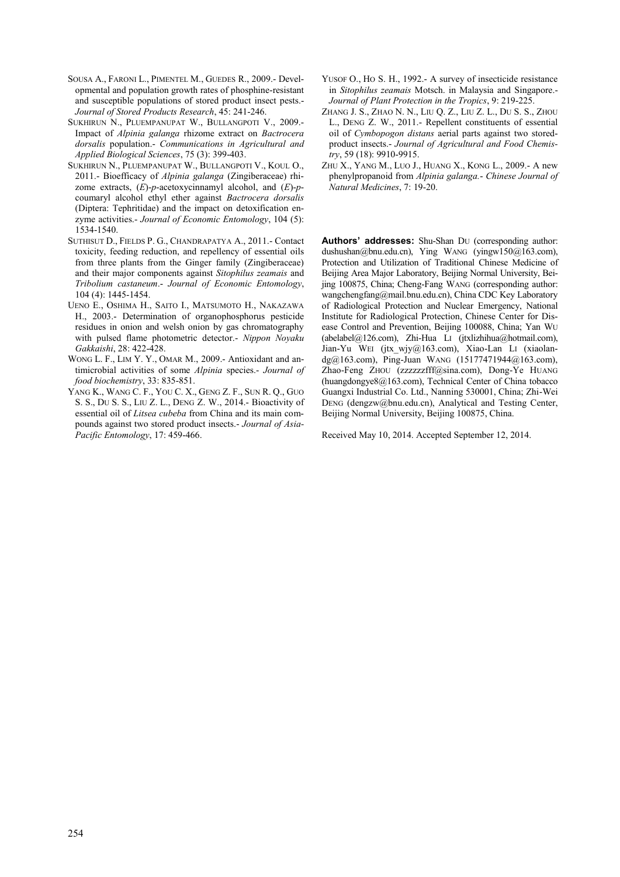SOUSA A., FARONI L., PIMENTEL M., GUEDES R., 2009.- Developmental and population growth rates of phosphine-resistant and susceptible populations of stored product insect pests.- *Journal of Stored Products Research*, 45: 241-246.

SUKHIRUN N., PLUEMPANUPAT W., BULLANGPOTI V., 2009.- Impact of *Alpinia galanga* rhizome extract on *Bactrocera dorsalis* population.- *Communications in Agricultural and Applied Biological Sciences*, 75 (3): 399-403.

SUKHIRUN N., PLUEMPANUPAT W., BULLANGPOTI V., KOUL O., 2011.- Bioefficacy of *Alpinia galanga* (Zingiberaceae) rhizome extracts, (*E*)-*p*-acetoxycinnamyl alcohol, and (*E*)-*p*-coumaryl alcohol ethyl ether against *Bactrocera dorsalis* (Diptera: Tephritidae) and the impact on detoxification enzyme activities.- *Journal of Economic Entomology*, 104 (5): 1534-1540.

SUTHISUT D., FIELDS P. G., CHANDRAPATYA A., 2011.- Contact toxicity, feeding reduction, and repellency of essential oils from three plants from the Ginger family (Zingiberaceae) and their major components against *Sitophilus zeamais* and *Tribolium castaneum*.- *Journal of Economic Entomology*, 104 (4): 1445-1454.

UENO E., OSHIMA H., SAITO I., MATSUMOTO H., NAKAZAWA H., 2003.- Determination of organophosphorus pesticide residues in onion and welsh onion by gas chromatography with pulsed flame photometric detector.- *Nippon Noyaku Gakkaishi*, 28: 422-428.

WONG L. F., LIM Y. Y., OMAR M., 2009.- Antioxidant and antimicrobial activities of some *Alpinia* species.- *Journal of food biochemistry*, 33: 835-851.

YANG K., WANG C. F., YOU C. X., GENG Z. F., SUN R. Q., GUO S. S., DU S. S., LIU Z. L., DENG Z. W., 2014.- Bioactivity of essential oil of *Litsea cubeba* from China and its main compounds against two stored product insects.- *Journal of Asia-Pacific Entomology*, 17: 459-466.

YUSOF O., HO S. H., 1992.- A survey of insecticide resistance in *Sitophilus zeamais* Motsch. in Malaysia and Singapore.- *Journal of Plant Protection in the Tropics*, 9: 219-225.

ZHANG J. S., ZHAO N. N., LIU Q. Z., LIU Z. L., DU S. S., ZHOU L., DENG Z. W., 2011.- Repellent constituents of essential oil of *Cymbopogon distans* aerial parts against two stored-product insects.- *Journal of Agricultural and Food Chemistry*, 59 (18): 9910-9915.

ZHU X., YANG M., LUO J., HUANG X., KONG L., 2009.- A new phenylpropanoid from *Alpinia galanga*.- *Chinese Journal of Natural Medicines*, 7: 19-20.

**Authors' addresses:** Shu-Shan DU (corresponding author: dushushan@bnu.edu.cn), Ying WANG (yingw150@163.com), Protection and Utilization of Traditional Chinese Medicine of Beijing Area Major Laboratory, Beijing Normal University, Beijing 100875, China; Cheng-Fang WANG (corresponding author: wangchengfang@mail.bnu.edu.cn), China CDC Key Laboratory of Radiological Protection and Nuclear Emergency, National Institute for Radiological Protection, Chinese Center for Disease Control and Prevention, Beijing 100088, China; Yan WU (abelabel@126.com), Zhi-Hua LI (jtxlizhihua@hotmail.com), Jian-Yu WEI (jtx_wjy@163.com), Xiao-Lan LI (xiaolandg@163.com), Ping-Juan WANG (15177471944@163.com), Zhao-Feng ZHOU (zzzzzzfff@sina.com), Dong-Ye HUANG (huangdongye8@163.com), Technical Center of China tobacco Guangxi Industrial Co. Ltd., Nanning 530001, China; Zhi-Wei DENG (dengzw@bnu.edu.cn), Analytical and Testing Center, Beijing Normal University, Beijing 100875, China.

Received May 10, 2014. Accepted September 12, 2014.